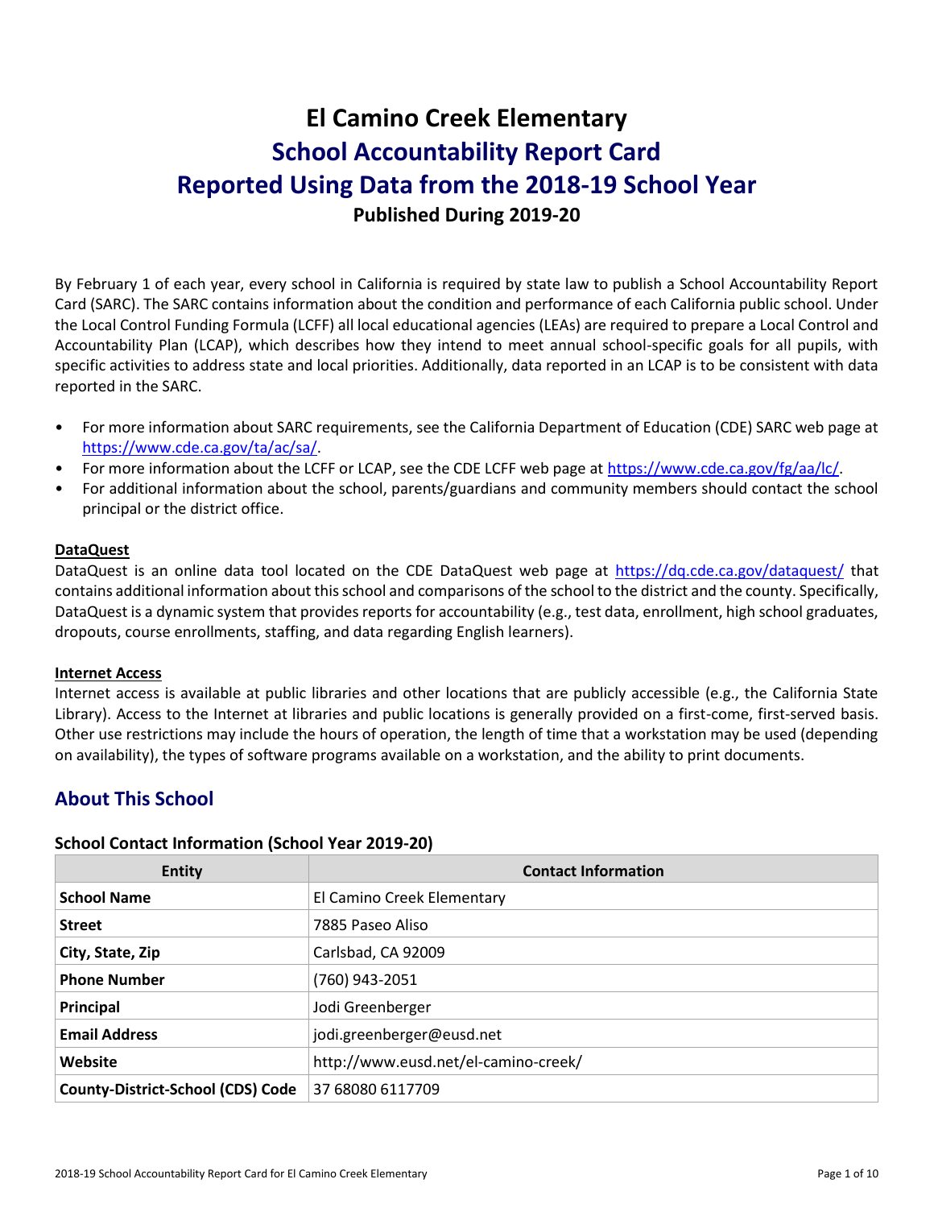# El Camino Creek Elementary

# School Accountability Report Card

# Reported Using Data from the 2018-19 School Year

**Published During 2019-20**

By February 1 of each year, every school in California is required by state law to publish a School Accountability Report Card (SARC). The SARC contains information about the condition and performance of each California public school. Under the Local Control Funding Formula (LCFF) all local educational agencies (LEAs) are required to prepare a Local Control and Accountability Plan (LCAP), which describes how they intend to meet annual school-specific goals for all pupils, with specific activities to address state and local priorities. Additionally, data reported in an LCAP is to be consistent with data reported in the SARC.

- For more information about SARC requirements, see the California Department of Education (CDE) SARC web page at https://www.cde.ca.gov/ta/ac/sa/.
- For more information about the LCFF or LCAP, see the CDE LCFF web page at https://www.cde.ca.gov/fg/aa/lc/.
- For additional information about the school, parents/guardians and community members should contact the school principal or the district office.

**DataQuest**

DataQuest is an online data tool located on the CDE DataQuest web page at https://dq.cde.ca.gov/dataquest/ that contains additional information about this school and comparisons of the school to the district and the county. Specifically, DataQuest is a dynamic system that provides reports for accountability (e.g., test data, enrollment, high school graduates, dropouts, course enrollments, staffing, and data regarding English learners).

**Internet Access**

Internet access is available at public libraries and other locations that are publicly accessible (e.g., the California State Library). Access to the Internet at libraries and public locations is generally provided on a first-come, first-served basis. Other use restrictions may include the hours of operation, the length of time that a workstation may be used (depending on availability), the types of software programs available on a workstation, and the ability to print documents.

## About This School

### School Contact Information (School Year 2019-20)

| Entity | Contact Information |
|---|---|
| **School Name** | El Camino Creek Elementary |
| **Street** | 7885 Paseo Aliso |
| **City, State, Zip** | Carlsbad, CA 92009 |
| **Phone Number** | (760) 943-2051 |
| **Principal** | Jodi Greenberger |
| **Email Address** | jodi.greenberger@eusd.net |
| **Website** | http://www.eusd.net/el-camino-creek/ |
| **County-District-School (CDS) Code** | 37 68080 6117709 |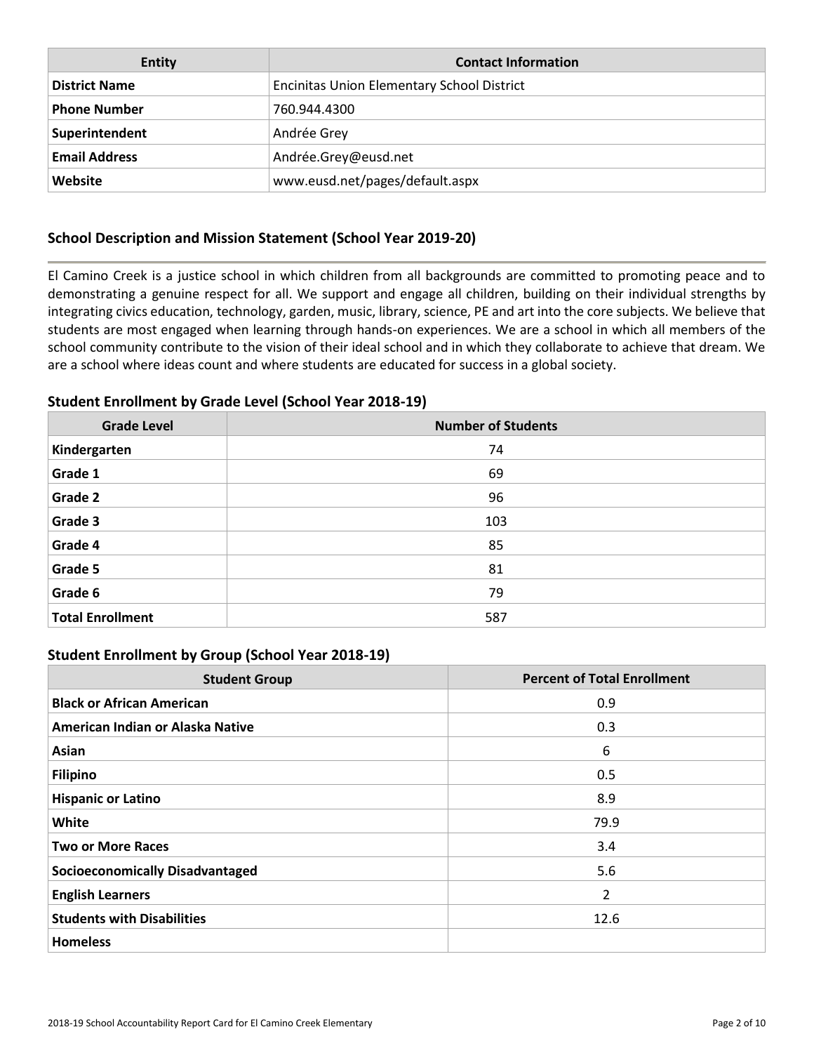| Entity | Contact Information |
| --- | --- |
| **District Name** | Encinitas Union Elementary School District |
| **Phone Number** | 760.944.4300 |
| **Superintendent** | Andrée Grey |
| **Email Address** | Andrée.Grey@eusd.net |
| **Website** | www.eusd.net/pages/default.aspx |

## School Description and Mission Statement (School Year 2019-20)

El Camino Creek is a justice school in which children from all backgrounds are committed to promoting peace and to demonstrating a genuine respect for all. We support and engage all children, building on their individual strengths by integrating civics education, technology, garden, music, library, science, PE and art into the core subjects. We believe that students are most engaged when learning through hands-on experiences. We are a school in which all members of the school community contribute to the vision of their ideal school and in which they collaborate to achieve that dream. We are a school where ideas count and where students are educated for success in a global society.

### Student Enrollment by Grade Level (School Year 2018-19)

| Grade Level | Number of Students |
| --- | --- |
| **Kindergarten** | 74 |
| **Grade 1** | 69 |
| **Grade 2** | 96 |
| **Grade 3** | 103 |
| **Grade 4** | 85 |
| **Grade 5** | 81 |
| **Grade 6** | 79 |
| **Total Enrollment** | 587 |

### Student Enrollment by Group (School Year 2018-19)

| Student Group | Percent of Total Enrollment |
| --- | --- |
| **Black or African American** | 0.9 |
| **American Indian or Alaska Native** | 0.3 |
| **Asian** | 6 |
| **Filipino** | 0.5 |
| **Hispanic or Latino** | 8.9 |
| **White** | 79.9 |
| **Two or More Races** | 3.4 |
| **Socioeconomically Disadvantaged** | 5.6 |
| **English Learners** | 2 |
| **Students with Disabilities** | 12.6 |
| **Homeless** | |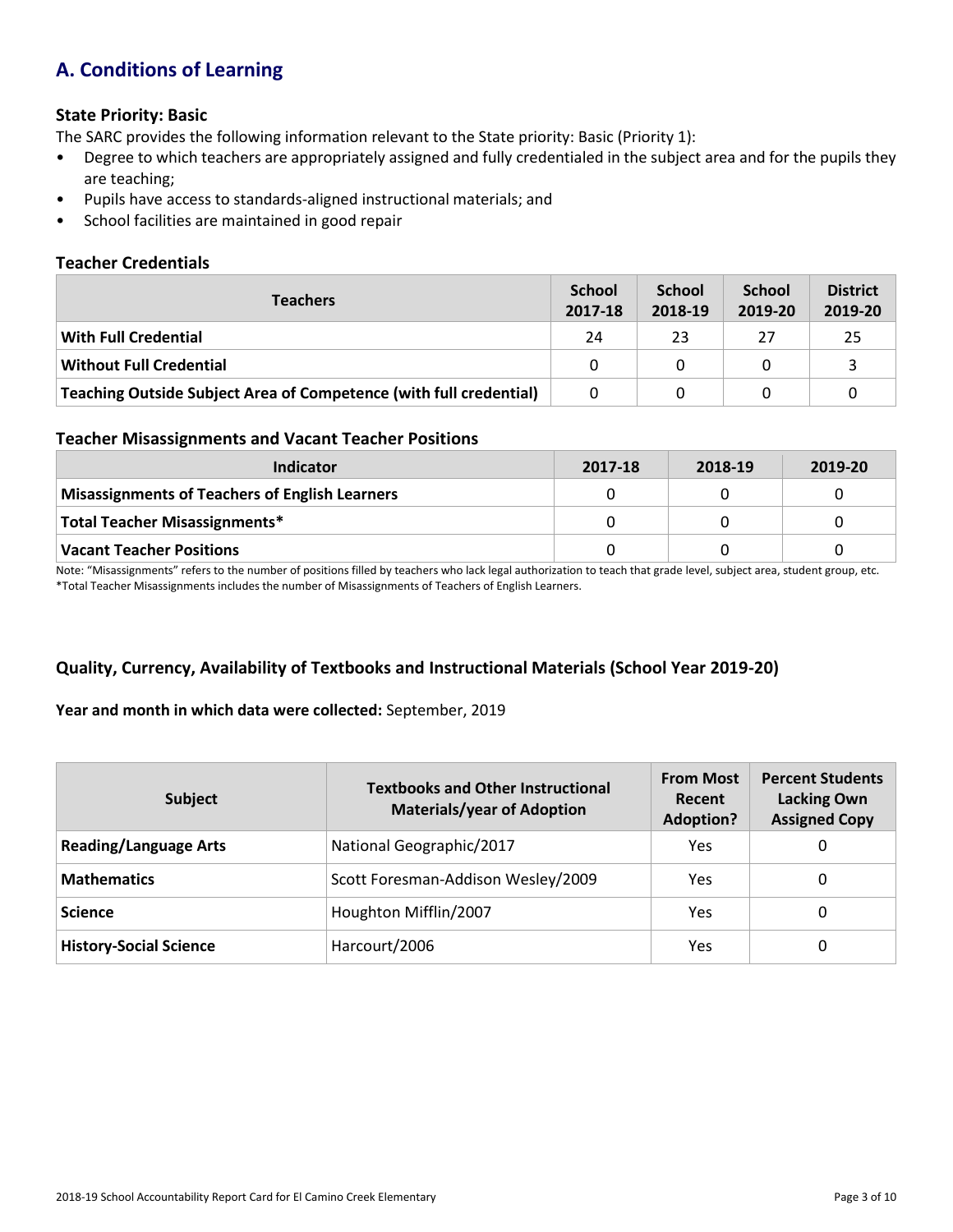## A. Conditions of Learning

### State Priority: Basic

The SARC provides the following information relevant to the State priority: Basic (Priority 1):

- Degree to which teachers are appropriately assigned and fully credentialed in the subject area and for the pupils they are teaching;
- Pupils have access to standards-aligned instructional materials; and
- School facilities are maintained in good repair

### Teacher Credentials

| Teachers | School 2017-18 | School 2018-19 | School 2019-20 | District 2019-20 |
|---|---|---|---|---|
| **With Full Credential** | 24 | 23 | 27 | 25 |
| **Without Full Credential** | 0 | 0 | 0 | 3 |
| **Teaching Outside Subject Area of Competence (with full credential)** | 0 | 0 | 0 | 0 |

### Teacher Misassignments and Vacant Teacher Positions

| Indicator | 2017-18 | 2018-19 | 2019-20 |
|---|---|---|---|
| **Misassignments of Teachers of English Learners** | 0 | 0 | 0 |
| **Total Teacher Misassignments*** | 0 | 0 | 0 |
| **Vacant Teacher Positions** | 0 | 0 | 0 |

Note: "Misassignments" refers to the number of positions filled by teachers who lack legal authorization to teach that grade level, subject area, student group, etc.
*Total Teacher Misassignments includes the number of Misassignments of Teachers of English Learners.

### Quality, Currency, Availability of Textbooks and Instructional Materials (School Year 2019-20)

**Year and month in which data were collected:** September, 2019

| Subject | Textbooks and Other Instructional Materials/year of Adoption | From Most Recent Adoption? | Percent Students Lacking Own Assigned Copy |
|---|---|---|---|
| **Reading/Language Arts** | National Geographic/2017 | Yes | 0 |
| **Mathematics** | Scott Foresman-Addison Wesley/2009 | Yes | 0 |
| **Science** | Houghton Mifflin/2007 | Yes | 0 |
| **History-Social Science** | Harcourt/2006 | Yes | 0 |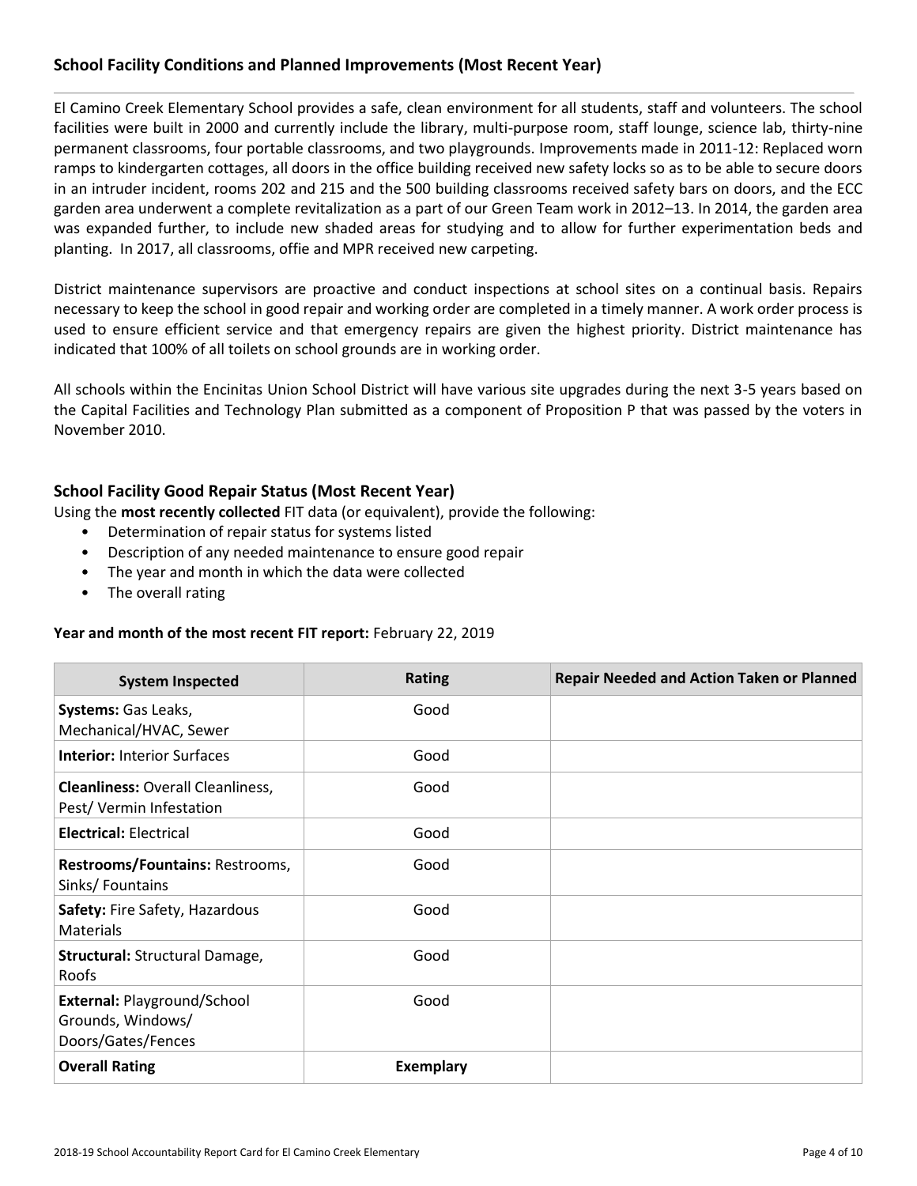## School Facility Conditions and Planned Improvements (Most Recent Year)

El Camino Creek Elementary School provides a safe, clean environment for all students, staff and volunteers. The school facilities were built in 2000 and currently include the library, multi-purpose room, staff lounge, science lab, thirty-nine permanent classrooms, four portable classrooms, and two playgrounds. Improvements made in 2011-12: Replaced worn ramps to kindergarten cottages, all doors in the office building received new safety locks so as to be able to secure doors in an intruder incident, rooms 202 and 215 and the 500 building classrooms received safety bars on doors, and the ECC garden area underwent a complete revitalization as a part of our Green Team work in 2012–13. In 2014, the garden area was expanded further, to include new shaded areas for studying and to allow for further experimentation beds and planting. In 2017, all classrooms, offie and MPR received new carpeting.

District maintenance supervisors are proactive and conduct inspections at school sites on a continual basis. Repairs necessary to keep the school in good repair and working order are completed in a timely manner. A work order process is used to ensure efficient service and that emergency repairs are given the highest priority. District maintenance has indicated that 100% of all toilets on school grounds are in working order.

All schools within the Encinitas Union School District will have various site upgrades during the next 3-5 years based on the Capital Facilities and Technology Plan submitted as a component of Proposition P that was passed by the voters in November 2010.

## School Facility Good Repair Status (Most Recent Year)

Using the **most recently collected** FIT data (or equivalent), provide the following:

- Determination of repair status for systems listed
- Description of any needed maintenance to ensure good repair
- The year and month in which the data were collected
- The overall rating

**Year and month of the most recent FIT report:** February 22, 2019

| System Inspected | Rating | Repair Needed and Action Taken or Planned |
|---|---|---|
| **Systems:** Gas Leaks, Mechanical/HVAC, Sewer | Good | |
| **Interior:** Interior Surfaces | Good | |
| **Cleanliness:** Overall Cleanliness, Pest/ Vermin Infestation | Good | |
| **Electrical:** Electrical | Good | |
| **Restrooms/Fountains:** Restrooms, Sinks/ Fountains | Good | |
| **Safety:** Fire Safety, Hazardous Materials | Good | |
| **Structural:** Structural Damage, Roofs | Good | |
| **External:** Playground/School Grounds, Windows/ Doors/Gates/Fences | Good | |
| **Overall Rating** | **Exemplary** | |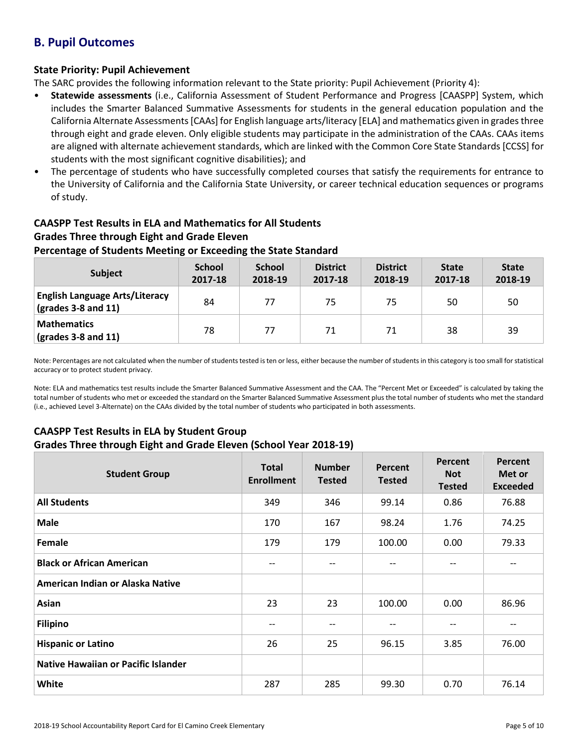## B. Pupil Outcomes

### State Priority: Pupil Achievement

The SARC provides the following information relevant to the State priority: Pupil Achievement (Priority 4):

- **Statewide assessments** (i.e., California Assessment of Student Performance and Progress [CAASPP] System, which includes the Smarter Balanced Summative Assessments for students in the general education population and the California Alternate Assessments [CAAs] for English language arts/literacy [ELA] and mathematics given in grades three through eight and grade eleven. Only eligible students may participate in the administration of the CAAs. CAAs items are aligned with alternate achievement standards, which are linked with the Common Core State Standards [CCSS] for students with the most significant cognitive disabilities); and
- The percentage of students who have successfully completed courses that satisfy the requirements for entrance to the University of California and the California State University, or career technical education sequences or programs of study.

### CAASPP Test Results in ELA and Mathematics for All Students
### Grades Three through Eight and Grade Eleven
### Percentage of Students Meeting or Exceeding the State Standard

| Subject | School 2017-18 | School 2018-19 | District 2017-18 | District 2018-19 | State 2017-18 | State 2018-19 |
|---|---|---|---|---|---|---|
| **English Language Arts/Literacy (grades 3-8 and 11)** | 84 | 77 | 75 | 75 | 50 | 50 |
| **Mathematics (grades 3-8 and 11)** | 78 | 77 | 71 | 71 | 38 | 39 |

Note: Percentages are not calculated when the number of students tested is ten or less, either because the number of students in this category is too small for statistical accuracy or to protect student privacy.

Note: ELA and mathematics test results include the Smarter Balanced Summative Assessment and the CAA. The "Percent Met or Exceeded" is calculated by taking the total number of students who met or exceeded the standard on the Smarter Balanced Summative Assessment plus the total number of students who met the standard (i.e., achieved Level 3-Alternate) on the CAAs divided by the total number of students who participated in both assessments.

### CAASPP Test Results in ELA by Student Group
### Grades Three through Eight and Grade Eleven (School Year 2018-19)

| Student Group | Total Enrollment | Number Tested | Percent Tested | Percent Not Tested | Percent Met or Exceeded |
|---|---|---|---|---|---|
| **All Students** | 349 | 346 | 99.14 | 0.86 | 76.88 |
| **Male** | 170 | 167 | 98.24 | 1.76 | 74.25 |
| **Female** | 179 | 179 | 100.00 | 0.00 | 79.33 |
| **Black or African American** | -- | -- | -- | -- | -- |
| **American Indian or Alaska Native** | | | | | |
| **Asian** | 23 | 23 | 100.00 | 0.00 | 86.96 |
| **Filipino** | -- | -- | -- | -- | -- |
| **Hispanic or Latino** | 26 | 25 | 96.15 | 3.85 | 76.00 |
| **Native Hawaiian or Pacific Islander** | | | | | |
| **White** | 287 | 285 | 99.30 | 0.70 | 76.14 |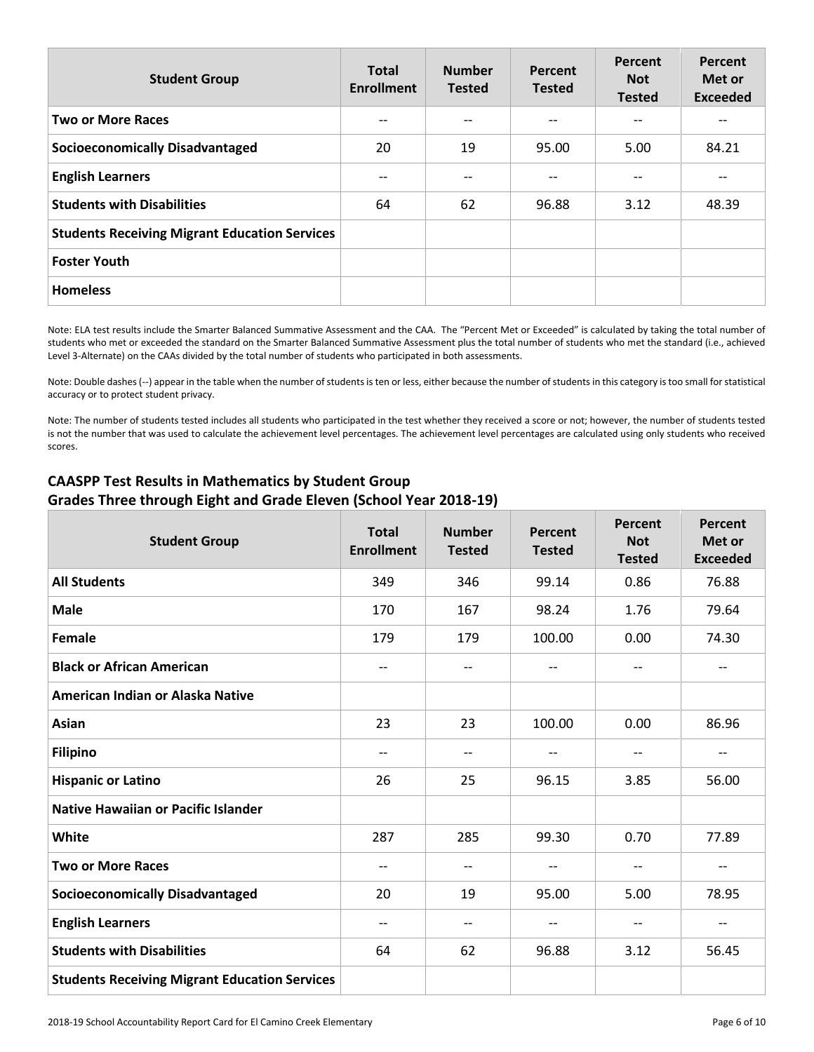| Student Group | Total Enrollment | Number Tested | Percent Tested | Percent Not Tested | Percent Met or Exceeded |
| --- | --- | --- | --- | --- | --- |
| **Two or More Races** | -- | -- | -- | -- | -- |
| **Socioeconomically Disadvantaged** | 20 | 19 | 95.00 | 5.00 | 84.21 |
| **English Learners** | -- | -- | -- | -- | -- |
| **Students with Disabilities** | 64 | 62 | 96.88 | 3.12 | 48.39 |
| **Students Receiving Migrant Education Services** | | | | | |
| **Foster Youth** | | | | | |
| **Homeless** | | | | | |

Note: ELA test results include the Smarter Balanced Summative Assessment and the CAA. The "Percent Met or Exceeded" is calculated by taking the total number of students who met or exceeded the standard on the Smarter Balanced Summative Assessment plus the total number of students who met the standard (i.e., achieved Level 3-Alternate) on the CAAs divided by the total number of students who participated in both assessments.

Note: Double dashes (--) appear in the table when the number of students is ten or less, either because the number of students in this category is too small for statistical accuracy or to protect student privacy.

Note: The number of students tested includes all students who participated in the test whether they received a score or not; however, the number of students tested is not the number that was used to calculate the achievement level percentages. The achievement level percentages are calculated using only students who received scores.

### CAASPP Test Results in Mathematics by Student Group
### Grades Three through Eight and Grade Eleven (School Year 2018-19)

| Student Group | Total Enrollment | Number Tested | Percent Tested | Percent Not Tested | Percent Met or Exceeded |
| --- | --- | --- | --- | --- | --- |
| **All Students** | 349 | 346 | 99.14 | 0.86 | 76.88 |
| **Male** | 170 | 167 | 98.24 | 1.76 | 79.64 |
| **Female** | 179 | 179 | 100.00 | 0.00 | 74.30 |
| **Black or African American** | -- | -- | -- | -- | -- |
| **American Indian or Alaska Native** | | | | | |
| **Asian** | 23 | 23 | 100.00 | 0.00 | 86.96 |
| **Filipino** | -- | -- | -- | -- | -- |
| **Hispanic or Latino** | 26 | 25 | 96.15 | 3.85 | 56.00 |
| **Native Hawaiian or Pacific Islander** | | | | | |
| **White** | 287 | 285 | 99.30 | 0.70 | 77.89 |
| **Two or More Races** | -- | -- | -- | -- | -- |
| **Socioeconomically Disadvantaged** | 20 | 19 | 95.00 | 5.00 | 78.95 |
| **English Learners** | -- | -- | -- | -- | -- |
| **Students with Disabilities** | 64 | 62 | 96.88 | 3.12 | 56.45 |
| **Students Receiving Migrant Education Services** | | | | | |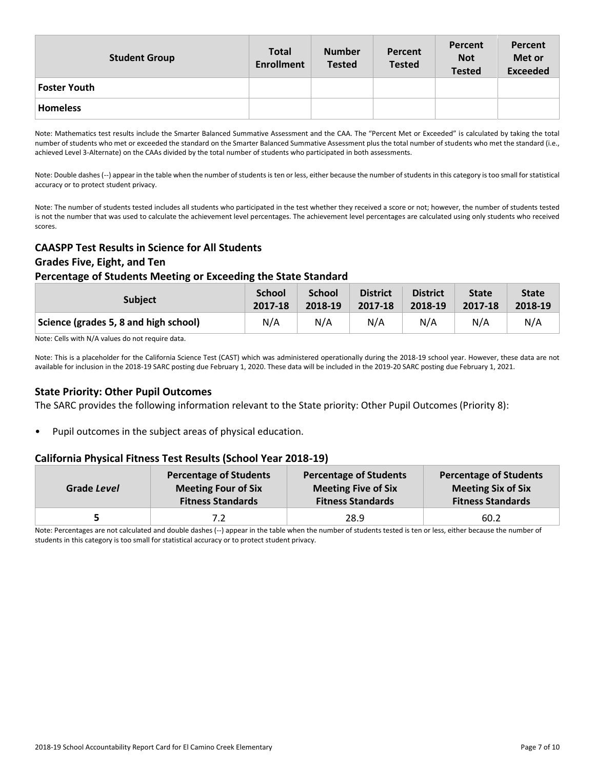| Student Group | Total Enrollment | Number Tested | Percent Tested | Percent Not Tested | Percent Met or Exceeded |
|---|---|---|---|---|---|
| Foster Youth | | | | | |
| Homeless | | | | | |

Note: Mathematics test results include the Smarter Balanced Summative Assessment and the CAA. The "Percent Met or Exceeded" is calculated by taking the total number of students who met or exceeded the standard on the Smarter Balanced Summative Assessment plus the total number of students who met the standard (i.e., achieved Level 3-Alternate) on the CAAs divided by the total number of students who participated in both assessments.

Note: Double dashes (--) appear in the table when the number of students is ten or less, either because the number of students in this category is too small for statistical accuracy or to protect student privacy.

Note: The number of students tested includes all students who participated in the test whether they received a score or not; however, the number of students tested is not the number that was used to calculate the achievement level percentages. The achievement level percentages are calculated using only students who received scores.

### CAASPP Test Results in Science for All Students

### Grades Five, Eight, and Ten

### Percentage of Students Meeting or Exceeding the State Standard

| Subject | School 2017-18 | School 2018-19 | District 2017-18 | District 2018-19 | State 2017-18 | State 2018-19 |
|---|---|---|---|---|---|---|
| Science (grades 5, 8 and high school) | N/A | N/A | N/A | N/A | N/A | N/A |

Note: Cells with N/A values do not require data.

Note: This is a placeholder for the California Science Test (CAST) which was administered operationally during the 2018-19 school year. However, these data are not available for inclusion in the 2018-19 SARC posting due February 1, 2020. These data will be included in the 2019-20 SARC posting due February 1, 2021.

## State Priority: Other Pupil Outcomes

The SARC provides the following information relevant to the State priority: Other Pupil Outcomes (Priority 8):

- Pupil outcomes in the subject areas of physical education.

### California Physical Fitness Test Results (School Year 2018-19)

| Grade *Level* | Percentage of Students Meeting Four of Six Fitness Standards | Percentage of Students Meeting Five of Six Fitness Standards | Percentage of Students Meeting Six of Six Fitness Standards |
|---|---|---|---|
| 5 | 7.2 | 28.9 | 60.2 |

Note: Percentages are not calculated and double dashes (--) appear in the table when the number of students tested is ten or less, either because the number of students in this category is too small for statistical accuracy or to protect student privacy.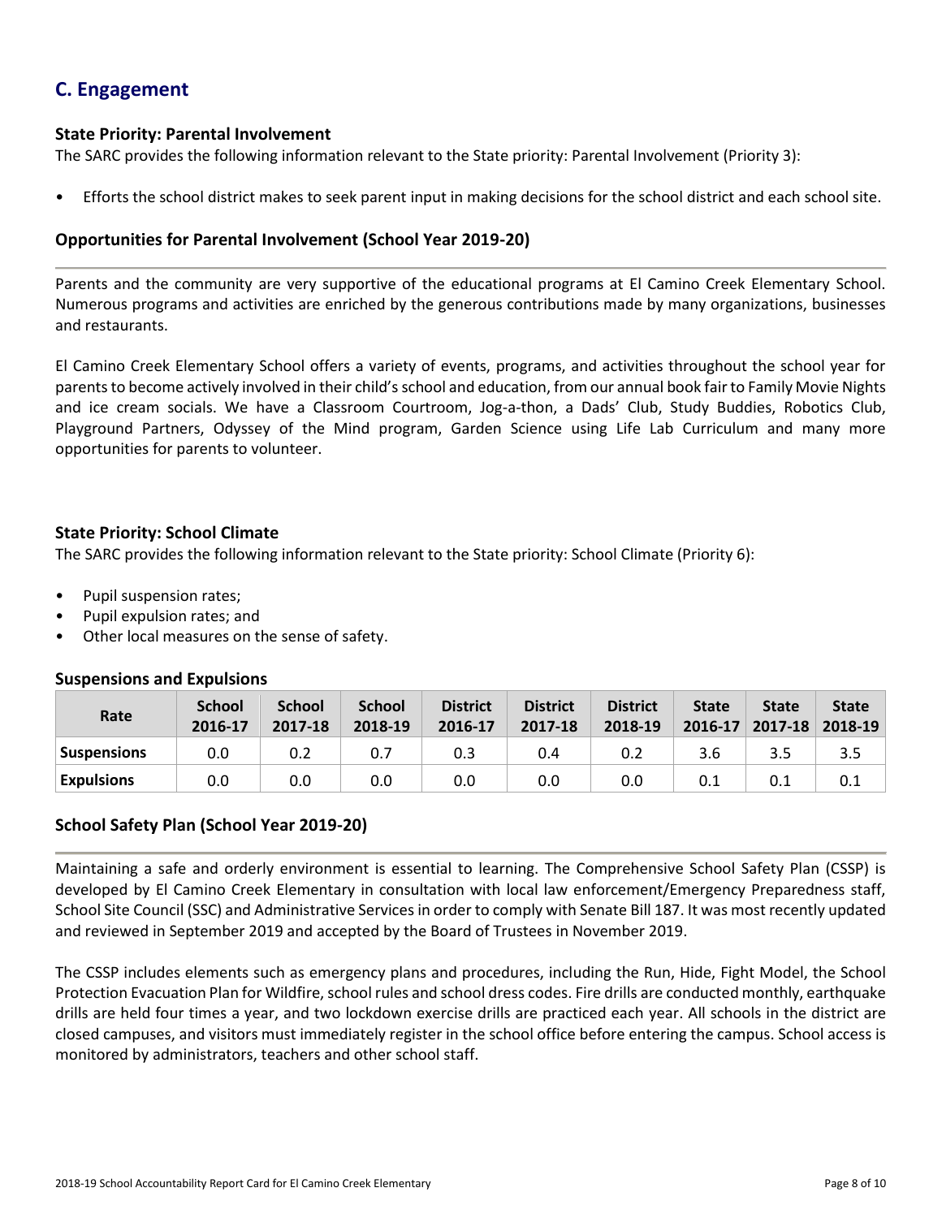## C. Engagement

### State Priority: Parental Involvement

The SARC provides the following information relevant to the State priority: Parental Involvement (Priority 3):

- Efforts the school district makes to seek parent input in making decisions for the school district and each school site.

### Opportunities for Parental Involvement (School Year 2019-20)

Parents and the community are very supportive of the educational programs at El Camino Creek Elementary School. Numerous programs and activities are enriched by the generous contributions made by many organizations, businesses and restaurants.

El Camino Creek Elementary School offers a variety of events, programs, and activities throughout the school year for parents to become actively involved in their child's school and education, from our annual book fair to Family Movie Nights and ice cream socials. We have a Classroom Courtroom, Jog-a-thon, a Dads' Club, Study Buddies, Robotics Club, Playground Partners, Odyssey of the Mind program, Garden Science using Life Lab Curriculum and many more opportunities for parents to volunteer.

### State Priority: School Climate

The SARC provides the following information relevant to the State priority: School Climate (Priority 6):

- Pupil suspension rates;
- Pupil expulsion rates; and
- Other local measures on the sense of safety.

### Suspensions and Expulsions

| Rate | School 2016-17 | School 2017-18 | School 2018-19 | District 2016-17 | District 2017-18 | District 2018-19 | State 2016-17 | State 2017-18 | State 2018-19 |
|---|---|---|---|---|---|---|---|---|---|
| **Suspensions** | 0.0 | 0.2 | 0.7 | 0.3 | 0.4 | 0.2 | 3.6 | 3.5 | 3.5 |
| **Expulsions** | 0.0 | 0.0 | 0.0 | 0.0 | 0.0 | 0.0 | 0.1 | 0.1 | 0.1 |

### School Safety Plan (School Year 2019-20)

Maintaining a safe and orderly environment is essential to learning. The Comprehensive School Safety Plan (CSSP) is developed by El Camino Creek Elementary in consultation with local law enforcement/Emergency Preparedness staff, School Site Council (SSC) and Administrative Services in order to comply with Senate Bill 187. It was most recently updated and reviewed in September 2019 and accepted by the Board of Trustees in November 2019.

The CSSP includes elements such as emergency plans and procedures, including the Run, Hide, Fight Model, the School Protection Evacuation Plan for Wildfire, school rules and school dress codes. Fire drills are conducted monthly, earthquake drills are held four times a year, and two lockdown exercise drills are practiced each year. All schools in the district are closed campuses, and visitors must immediately register in the school office before entering the campus. School access is monitored by administrators, teachers and other school staff.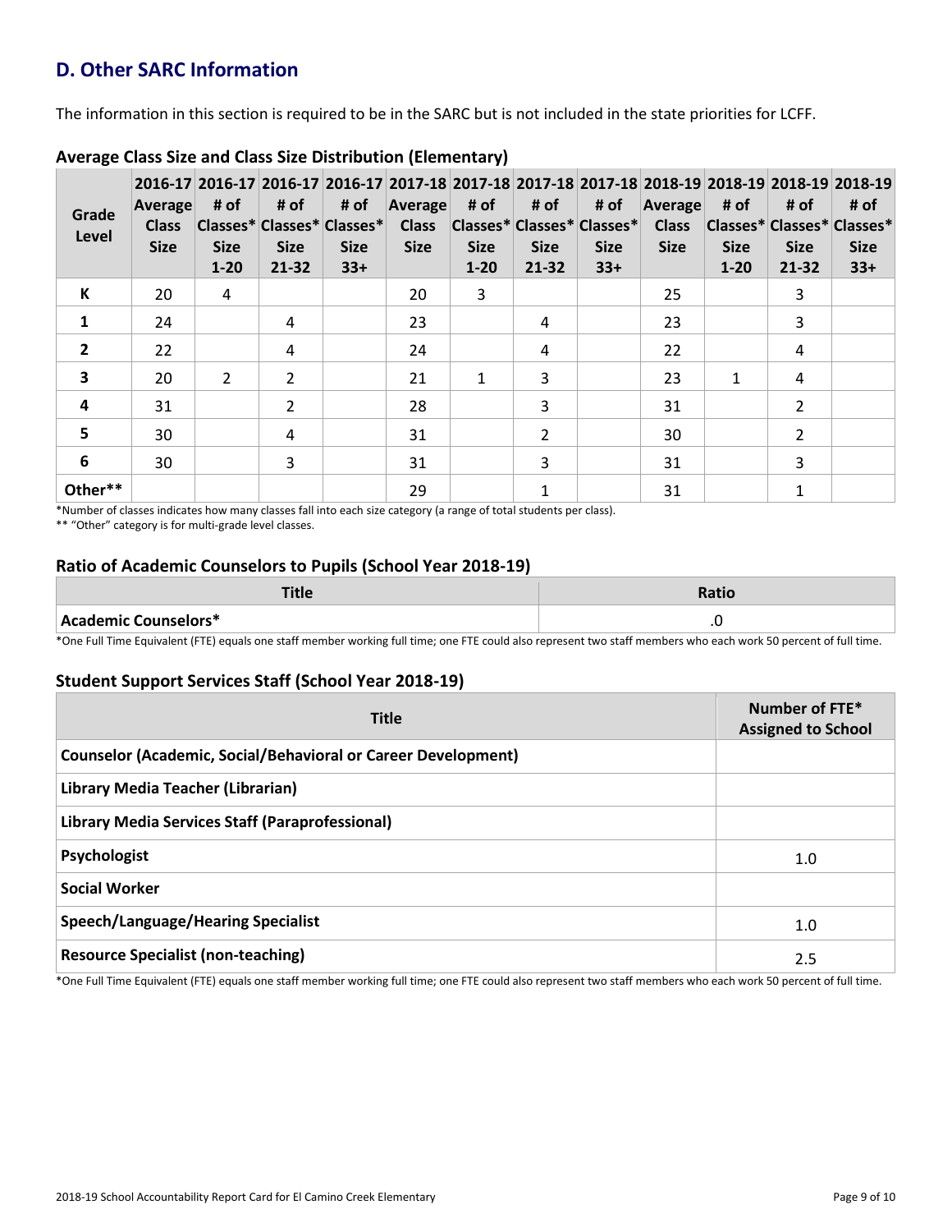## D. Other SARC Information

The information in this section is required to be in the SARC but is not included in the state priorities for LCFF.

### Average Class Size and Class Size Distribution (Elementary)

| Grade Level | 2016-17 Average Class Size | 2016-17 # of Classes* Size 1-20 | 2016-17 # of Classes* Size 21-32 | 2016-17 # of Classes* Size 33+ | 2017-18 Average Class Size | 2017-18 # of Classes* Size 1-20 | 2017-18 # of Classes* Size 21-32 | 2017-18 # of Classes* Size 33+ | 2018-19 Average Class Size | 2018-19 # of Classes* Size 1-20 | 2018-19 # of Classes* Size 21-32 | 2018-19 # of Classes* Size 33+ |
|---|---|---|---|---|---|---|---|---|---|---|---|---|
| K | 20 | 4 | | | 20 | 3 | | | 25 | | 3 | |
| 1 | 24 | | 4 | | 23 | | 4 | | 23 | | 3 | |
| 2 | 22 | | 4 | | 24 | | 4 | | 22 | | 4 | |
| 3 | 20 | 2 | 2 | | 21 | 1 | 3 | | 23 | 1 | 4 | |
| 4 | 31 | | 2 | | 28 | | 3 | | 31 | | 2 | |
| 5 | 30 | | 4 | | 31 | | 2 | | 30 | | 2 | |
| 6 | 30 | | 3 | | 31 | | 3 | | 31 | | 3 | |
| Other** | | | | | 29 | | 1 | | 31 | | 1 | |

*Number of classes indicates how many classes fall into each size category (a range of total students per class).

** "Other" category is for multi-grade level classes.

### Ratio of Academic Counselors to Pupils (School Year 2018-19)

| Title | Ratio |
|---|---|
| Academic Counselors* | .0 |

*One Full Time Equivalent (FTE) equals one staff member working full time; one FTE could also represent two staff members who each work 50 percent of full time.

### Student Support Services Staff (School Year 2018-19)

| Title | Number of FTE* Assigned to School |
|---|---|
| Counselor (Academic, Social/Behavioral or Career Development) | |
| Library Media Teacher (Librarian) | |
| Library Media Services Staff (Paraprofessional) | |
| Psychologist | 1.0 |
| Social Worker | |
| Speech/Language/Hearing Specialist | 1.0 |
| Resource Specialist (non-teaching) | 2.5 |

*One Full Time Equivalent (FTE) equals one staff member working full time; one FTE could also represent two staff members who each work 50 percent of full time.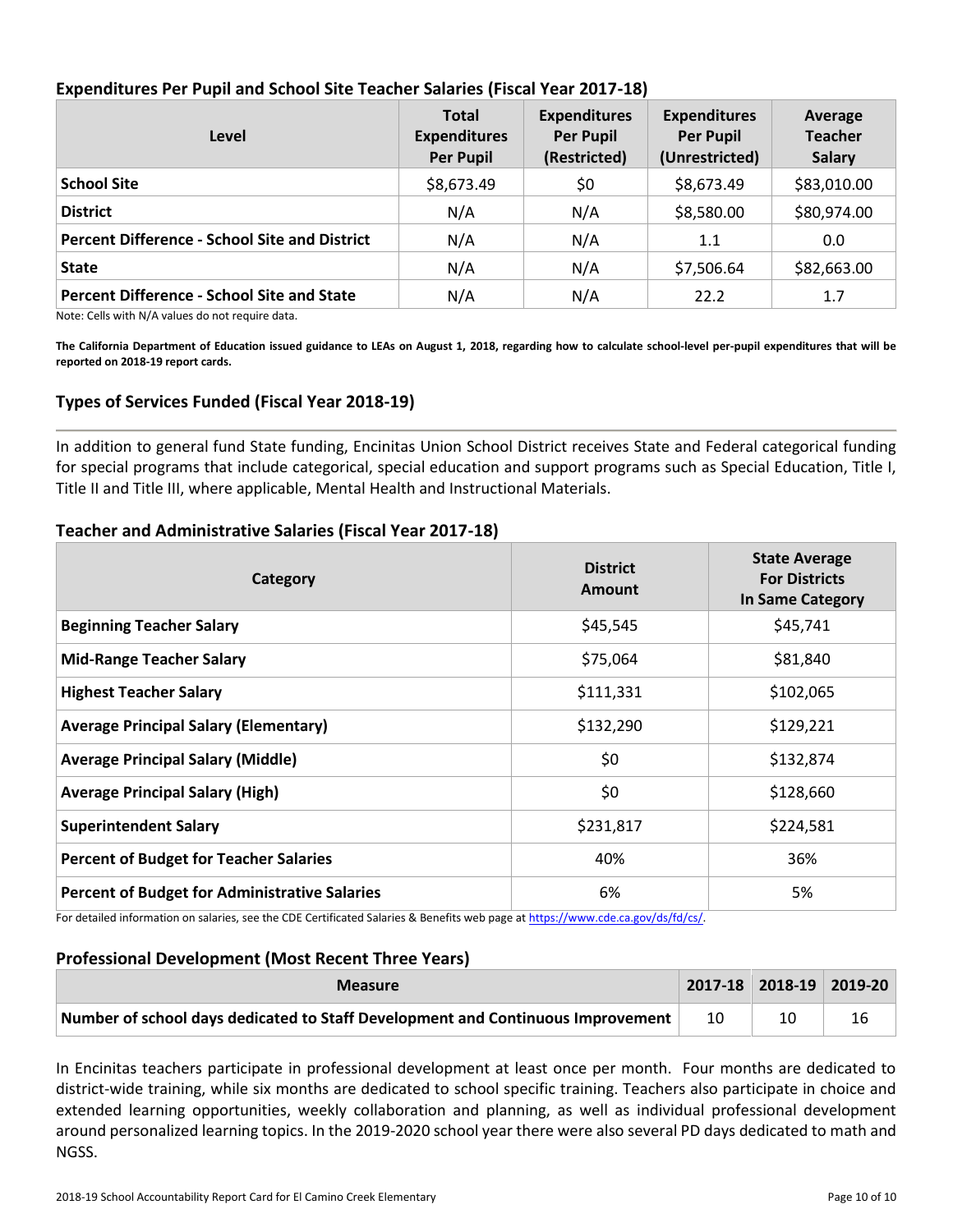### Expenditures Per Pupil and School Site Teacher Salaries (Fiscal Year 2017-18)

| Level | Total Expenditures Per Pupil | Expenditures Per Pupil (Restricted) | Expenditures Per Pupil (Unrestricted) | Average Teacher Salary |
|---|---|---|---|---|
| **School Site** | $8,673.49 | $0 | $8,673.49 | $83,010.00 |
| **District** | N/A | N/A | $8,580.00 | $80,974.00 |
| **Percent Difference - School Site and District** | N/A | N/A | 1.1 | 0.0 |
| **State** | N/A | N/A | $7,506.64 | $82,663.00 |
| **Percent Difference - School Site and State** | N/A | N/A | 22.2 | 1.7 |

Note: Cells with N/A values do not require data.

**The California Department of Education issued guidance to LEAs on August 1, 2018, regarding how to calculate school-level per-pupil expenditures that will be reported on 2018-19 report cards.**

### Types of Services Funded (Fiscal Year 2018-19)

In addition to general fund State funding, Encinitas Union School District receives State and Federal categorical funding for special programs that include categorical, special education and support programs such as Special Education, Title I, Title II and Title III, where applicable, Mental Health and Instructional Materials.

### Teacher and Administrative Salaries (Fiscal Year 2017-18)

| Category | District Amount | State Average For Districts In Same Category |
|---|---|---|
| **Beginning Teacher Salary** | $45,545 | $45,741 |
| **Mid-Range Teacher Salary** | $75,064 | $81,840 |
| **Highest Teacher Salary** | $111,331 | $102,065 |
| **Average Principal Salary (Elementary)** | $132,290 | $129,221 |
| **Average Principal Salary (Middle)** | $0 | $132,874 |
| **Average Principal Salary (High)** | $0 | $128,660 |
| **Superintendent Salary** | $231,817 | $224,581 |
| **Percent of Budget for Teacher Salaries** | 40% | 36% |
| **Percent of Budget for Administrative Salaries** | 6% | 5% |

For detailed information on salaries, see the CDE Certificated Salaries & Benefits web page at https://www.cde.ca.gov/ds/fd/cs/.

### Professional Development (Most Recent Three Years)

| Measure | 2017-18 | 2018-19 | 2019-20 |
|---|---|---|---|
| **Number of school days dedicated to Staff Development and Continuous Improvement** | 10 | 10 | 16 |

In Encinitas teachers participate in professional development at least once per month. Four months are dedicated to district-wide training, while six months are dedicated to school specific training. Teachers also participate in choice and extended learning opportunities, weekly collaboration and planning, as well as individual professional development around personalized learning topics. In the 2019-2020 school year there were also several PD days dedicated to math and NGSS.